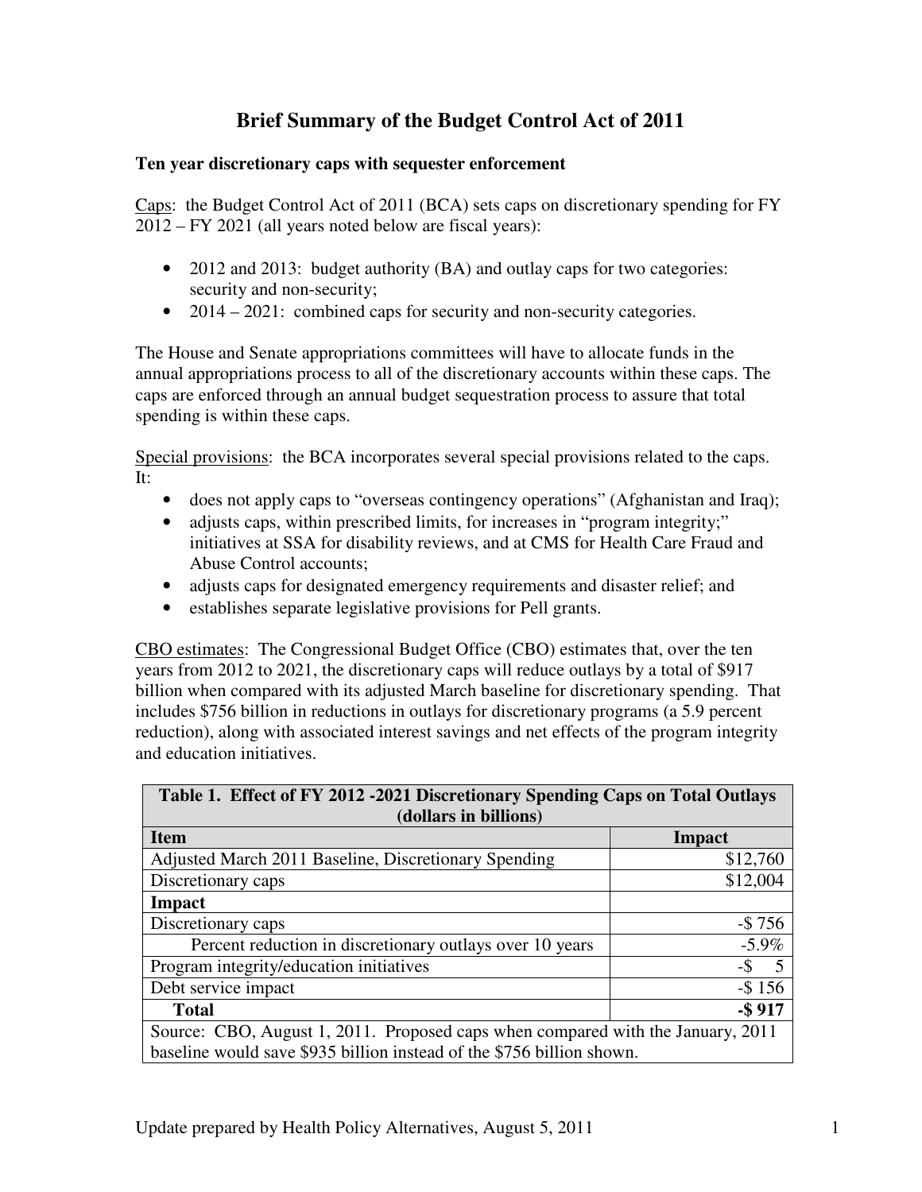# Brief Summary of the Budget Control Act of 2011

### Ten year discretionary caps with sequester enforcement

Caps: the Budget Control Act of 2011 (BCA) sets caps on discretionary spending for FY 2012 – FY 2021 (all years noted below are fiscal years):

- 2012 and 2013: budget authority (BA) and outlay caps for two categories: security and non-security;
- 2014 – 2021: combined caps for security and non-security categories.

The House and Senate appropriations committees will have to allocate funds in the annual appropriations process to all of the discretionary accounts within these caps. The caps are enforced through an annual budget sequestration process to assure that total spending is within these caps.

Special provisions: the BCA incorporates several special provisions related to the caps. It:

- does not apply caps to "overseas contingency operations" (Afghanistan and Iraq);
- adjusts caps, within prescribed limits, for increases in "program integrity;" initiatives at SSA for disability reviews, and at CMS for Health Care Fraud and Abuse Control accounts;
- adjusts caps for designated emergency requirements and disaster relief; and
- establishes separate legislative provisions for Pell grants.

CBO estimates: The Congressional Budget Office (CBO) estimates that, over the ten years from 2012 to 2021, the discretionary caps will reduce outlays by a total of $917 billion when compared with its adjusted March baseline for discretionary spending. That includes $756 billion in reductions in outlays for discretionary programs (a 5.9 percent reduction), along with associated interest savings and net effects of the program integrity and education initiatives.

| Table 1. Effect of FY 2012 -2021 Discretionary Spending Caps on Total Outlays (dollars in billions) | |
|---|---|
| **Item** | **Impact** |
| Adjusted March 2011 Baseline, Discretionary Spending | $12,760 |
| Discretionary caps | $12,004 |
| **Impact** | |
| Discretionary caps | -$ 756 |
| Percent reduction in discretionary outlays over 10 years | -5.9% |
| Program integrity/education initiatives | -$ 5 |
| Debt service impact | -$ 156 |
| **Total** | **-$ 917** |
| Source: CBO, August 1, 2011. Proposed caps when compared with the January, 2011 baseline would save $935 billion instead of the $756 billion shown. | |

Update prepared by Health Policy Alternatives, August 5, 2011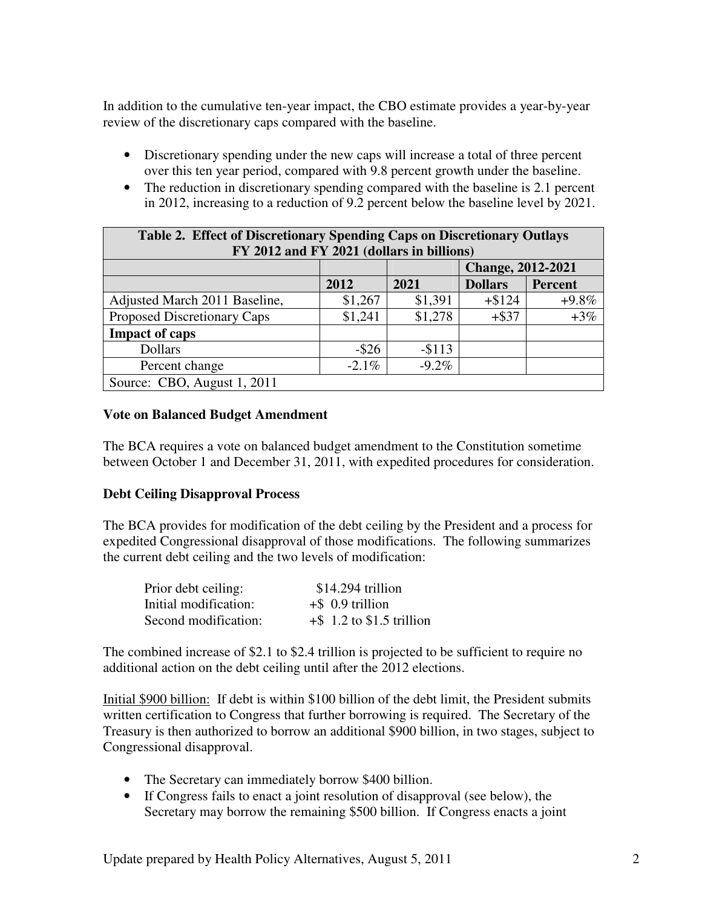In addition to the cumulative ten-year impact, the CBO estimate provides a year-by-year review of the discretionary caps compared with the baseline.

- Discretionary spending under the new caps will increase a total of three percent over this ten year period, compared with 9.8 percent growth under the baseline.
- The reduction in discretionary spending compared with the baseline is 2.1 percent in 2012, increasing to a reduction of 9.2 percent below the baseline level by 2021.

| Table 2. Effect of Discretionary Spending Caps on Discretionary Outlays FY 2012 and FY 2021 (dollars in billions) | | | | |
|---|---|---|---|---|
| | | | Change, 2012-2021 | |
| | 2012 | 2021 | Dollars | Percent |
| Adjusted March 2011 Baseline, | $1,267 | $1,391 | +$124 | +9.8% |
| Proposed Discretionary Caps | $1,241 | $1,278 | +$37 | +3% |
| **Impact of caps** | | | | |
| Dollars | -$26 | -$113 | | |
| Percent change | -2.1% | -9.2% | | |
| Source: CBO, August 1, 2011 | | | | |

**Vote on Balanced Budget Amendment**

The BCA requires a vote on balanced budget amendment to the Constitution sometime between October 1 and December 31, 2011, with expedited procedures for consideration.

**Debt Ceiling Disapproval Process**

The BCA provides for modification of the debt ceiling by the President and a process for expedited Congressional disapproval of those modifications. The following summarizes the current debt ceiling and the two levels of modification:

| | |
|---|---|
| Prior debt ceiling: | $14.294 trillion |
| Initial modification: | +$ 0.9 trillion |
| Second modification: | +$ 1.2 to $1.5 trillion |

The combined increase of $2.1 to $2.4 trillion is projected to be sufficient to require no additional action on the debt ceiling until after the 2012 elections.

Initial $900 billion: If debt is within $100 billion of the debt limit, the President submits written certification to Congress that further borrowing is required. The Secretary of the Treasury is then authorized to borrow an additional $900 billion, in two stages, subject to Congressional disapproval.

- The Secretary can immediately borrow $400 billion.
- If Congress fails to enact a joint resolution of disapproval (see below), the Secretary may borrow the remaining $500 billion. If Congress enacts a joint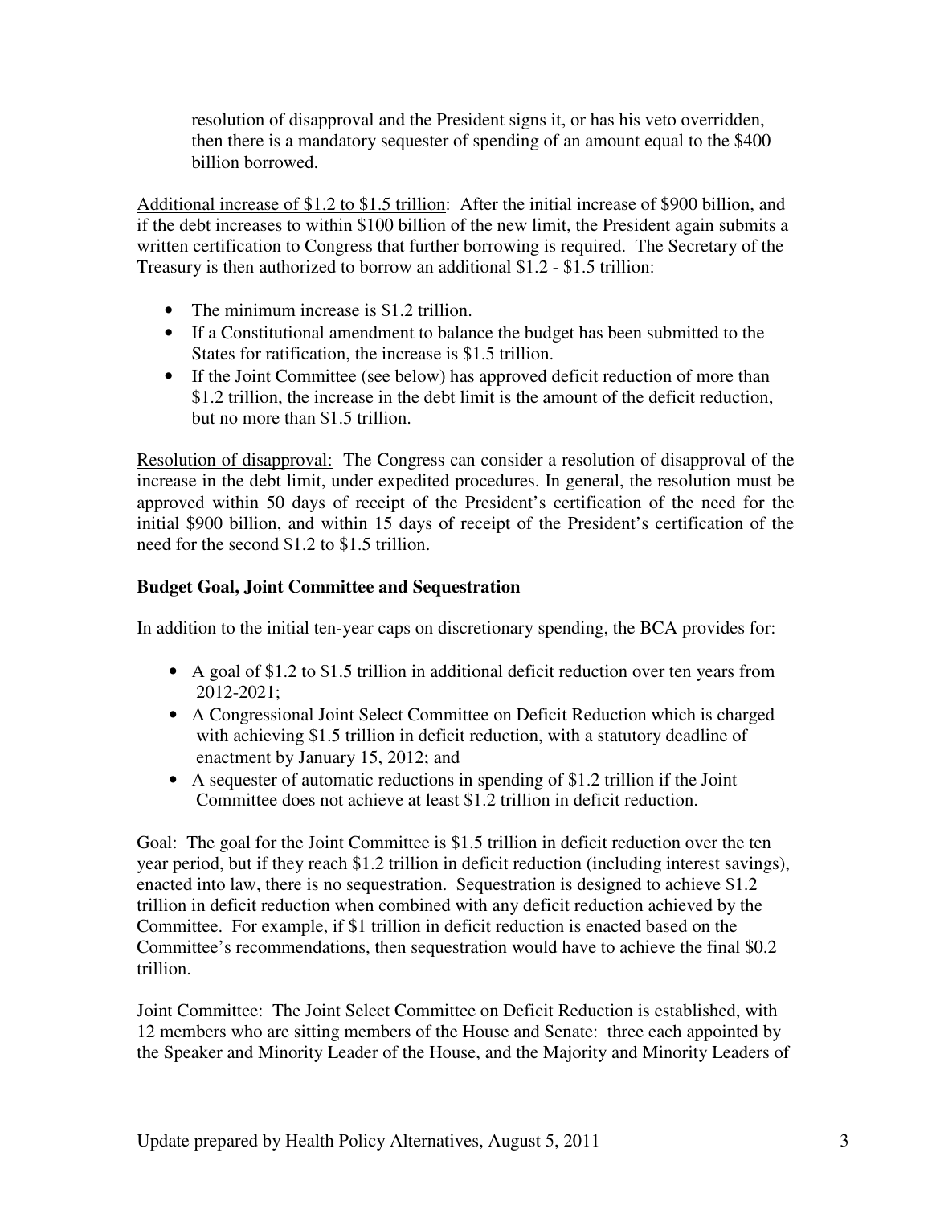resolution of disapproval and the President signs it, or has his veto overridden, then there is a mandatory sequester of spending of an amount equal to the $400 billion borrowed.

Additional increase of $1.2 to $1.5 trillion: After the initial increase of $900 billion, and if the debt increases to within $100 billion of the new limit, the President again submits a written certification to Congress that further borrowing is required. The Secretary of the Treasury is then authorized to borrow an additional $1.2 - $1.5 trillion:

- The minimum increase is $1.2 trillion.
- If a Constitutional amendment to balance the budget has been submitted to the States for ratification, the increase is $1.5 trillion.
- If the Joint Committee (see below) has approved deficit reduction of more than $1.2 trillion, the increase in the debt limit is the amount of the deficit reduction, but no more than $1.5 trillion.

Resolution of disapproval: The Congress can consider a resolution of disapproval of the increase in the debt limit, under expedited procedures. In general, the resolution must be approved within 50 days of receipt of the President's certification of the need for the initial $900 billion, and within 15 days of receipt of the President's certification of the need for the second $1.2 to $1.5 trillion.

**Budget Goal, Joint Committee and Sequestration**

In addition to the initial ten-year caps on discretionary spending, the BCA provides for:

- A goal of $1.2 to $1.5 trillion in additional deficit reduction over ten years from 2012-2021;
- A Congressional Joint Select Committee on Deficit Reduction which is charged with achieving $1.5 trillion in deficit reduction, with a statutory deadline of enactment by January 15, 2012; and
- A sequester of automatic reductions in spending of $1.2 trillion if the Joint Committee does not achieve at least $1.2 trillion in deficit reduction.

Goal: The goal for the Joint Committee is $1.5 trillion in deficit reduction over the ten year period, but if they reach $1.2 trillion in deficit reduction (including interest savings), enacted into law, there is no sequestration. Sequestration is designed to achieve $1.2 trillion in deficit reduction when combined with any deficit reduction achieved by the Committee. For example, if $1 trillion in deficit reduction is enacted based on the Committee's recommendations, then sequestration would have to achieve the final $0.2 trillion.

Joint Committee: The Joint Select Committee on Deficit Reduction is established, with 12 members who are sitting members of the House and Senate: three each appointed by the Speaker and Minority Leader of the House, and the Majority and Minority Leaders of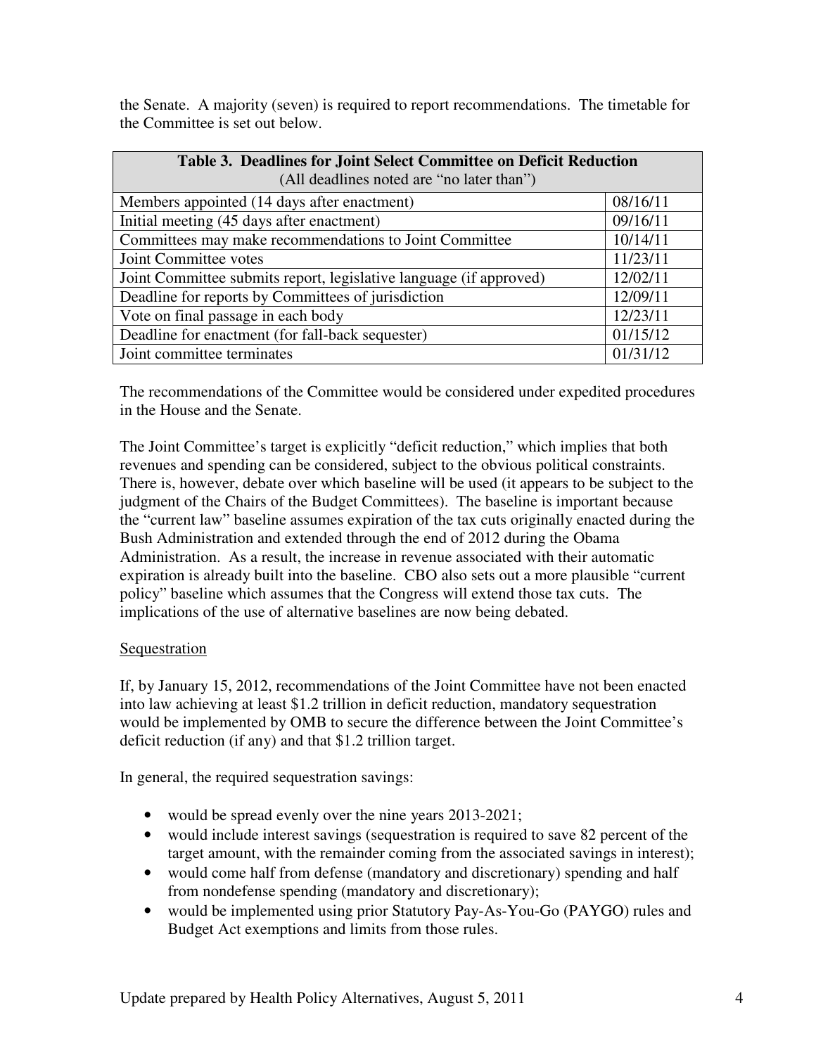the Senate. A majority (seven) is required to report recommendations. The timetable for the Committee is set out below.

| **Table 3. Deadlines for Joint Select Committee on Deficit Reduction** (All deadlines noted are "no later than") | |
|---|---|
| Members appointed (14 days after enactment) | 08/16/11 |
| Initial meeting (45 days after enactment) | 09/16/11 |
| Committees may make recommendations to Joint Committee | 10/14/11 |
| Joint Committee votes | 11/23/11 |
| Joint Committee submits report, legislative language (if approved) | 12/02/11 |
| Deadline for reports by Committees of jurisdiction | 12/09/11 |
| Vote on final passage in each body | 12/23/11 |
| Deadline for enactment (for fall-back sequester) | 01/15/12 |
| Joint committee terminates | 01/31/12 |

The recommendations of the Committee would be considered under expedited procedures in the House and the Senate.

The Joint Committee's target is explicitly "deficit reduction," which implies that both revenues and spending can be considered, subject to the obvious political constraints. There is, however, debate over which baseline will be used (it appears to be subject to the judgment of the Chairs of the Budget Committees). The baseline is important because the "current law" baseline assumes expiration of the tax cuts originally enacted during the Bush Administration and extended through the end of 2012 during the Obama Administration. As a result, the increase in revenue associated with their automatic expiration is already built into the baseline. CBO also sets out a more plausible "current policy" baseline which assumes that the Congress will extend those tax cuts. The implications of the use of alternative baselines are now being debated.

<u>Sequestration</u>

If, by January 15, 2012, recommendations of the Joint Committee have not been enacted into law achieving at least $1.2 trillion in deficit reduction, mandatory sequestration would be implemented by OMB to secure the difference between the Joint Committee's deficit reduction (if any) and that $1.2 trillion target.

In general, the required sequestration savings:

- would be spread evenly over the nine years 2013-2021;
- would include interest savings (sequestration is required to save 82 percent of the target amount, with the remainder coming from the associated savings in interest);
- would come half from defense (mandatory and discretionary) spending and half from nondefense spending (mandatory and discretionary);
- would be implemented using prior Statutory Pay-As-You-Go (PAYGO) rules and Budget Act exemptions and limits from those rules.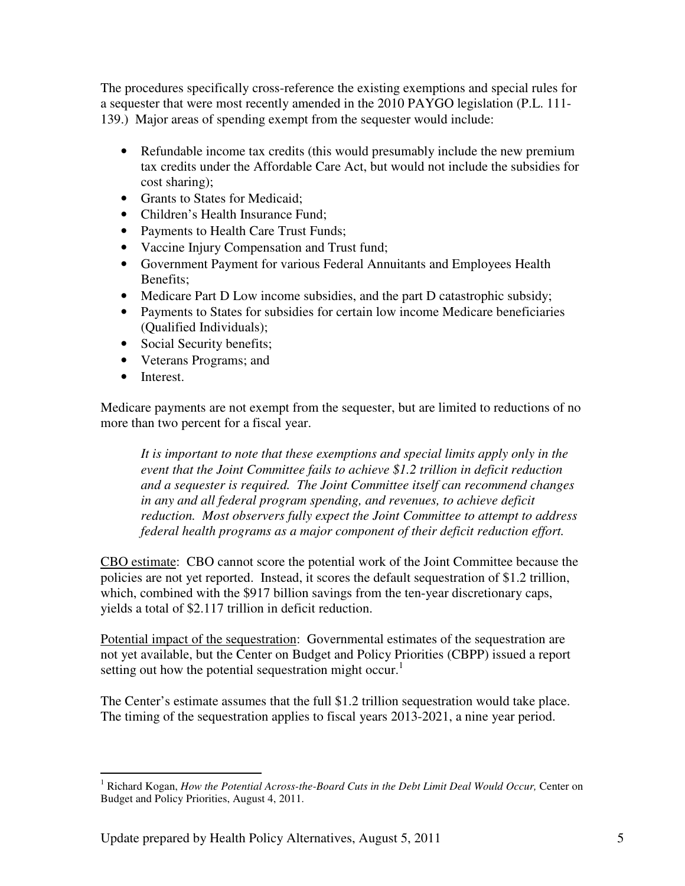The procedures specifically cross-reference the existing exemptions and special rules for a sequester that were most recently amended in the 2010 PAYGO legislation (P.L. 111-139.) Major areas of spending exempt from the sequester would include:

- Refundable income tax credits (this would presumably include the new premium tax credits under the Affordable Care Act, but would not include the subsidies for cost sharing);
- Grants to States for Medicaid;
- Children's Health Insurance Fund;
- Payments to Health Care Trust Funds;
- Vaccine Injury Compensation and Trust fund;
- Government Payment for various Federal Annuitants and Employees Health Benefits;
- Medicare Part D Low income subsidies, and the part D catastrophic subsidy;
- Payments to States for subsidies for certain low income Medicare beneficiaries (Qualified Individuals);
- Social Security benefits;
- Veterans Programs; and
- Interest.

Medicare payments are not exempt from the sequester, but are limited to reductions of no more than two percent for a fiscal year.

> *It is important to note that these exemptions and special limits apply only in the event that the Joint Committee fails to achieve $1.2 trillion in deficit reduction and a sequester is required. The Joint Committee itself can recommend changes in any and all federal program spending, and revenues, to achieve deficit reduction. Most observers fully expect the Joint Committee to attempt to address federal health programs as a major component of their deficit reduction effort.*

<u>CBO estimate</u>: CBO cannot score the potential work of the Joint Committee because the policies are not yet reported. Instead, it scores the default sequestration of $1.2 trillion, which, combined with the $917 billion savings from the ten-year discretionary caps, yields a total of $2.117 trillion in deficit reduction.

<u>Potential impact of the sequestration</u>: Governmental estimates of the sequestration are not yet available, but the Center on Budget and Policy Priorities (CBPP) issued a report setting out how the potential sequestration might occur.[1]

The Center's estimate assumes that the full $1.2 trillion sequestration would take place. The timing of the sequestration applies to fiscal years 2013-2021, a nine year period.

---

[1] Richard Kogan, *How the Potential Across-the-Board Cuts in the Debt Limit Deal Would Occur,* Center on Budget and Policy Priorities, August 4, 2011.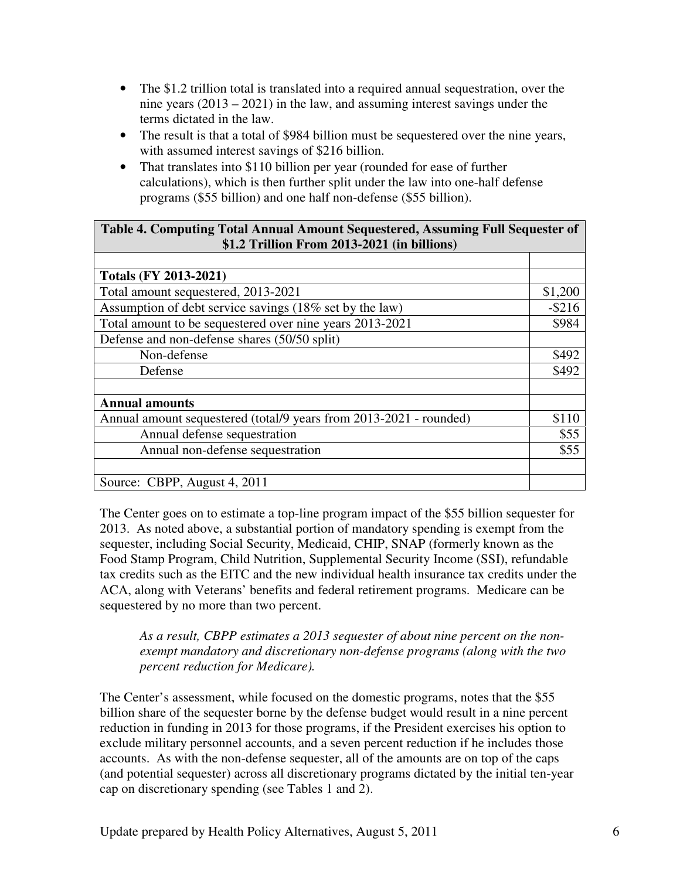- The $1.2 trillion total is translated into a required annual sequestration, over the nine years (2013 – 2021) in the law, and assuming interest savings under the terms dictated in the law.
- The result is that a total of $984 billion must be sequestered over the nine years, with assumed interest savings of $216 billion.
- That translates into $110 billion per year (rounded for ease of further calculations), which is then further split under the law into one-half defense programs ($55 billion) and one half non-defense ($55 billion).

| Table 4. Computing Total Annual Amount Sequestered, Assuming Full Sequester of $1.2 Trillion From 2013-2021 (in billions) | |
|---|---|
| | |
| **Totals (FY 2013-2021)** | |
| Total amount sequestered, 2013-2021 | $1,200 |
| Assumption of debt service savings (18% set by the law) | -$216 |
| Total amount to be sequestered over nine years 2013-2021 | $984 |
| Defense and non-defense shares (50/50 split) | |
| Non-defense | $492 |
| Defense | $492 |
| | |
| **Annual amounts** | |
| Annual amount sequestered (total/9 years from 2013-2021 - rounded) | $110 |
| Annual defense sequestration | $55 |
| Annual non-defense sequestration | $55 |
| | |
| Source: CBPP, August 4, 2011 | |

The Center goes on to estimate a top-line program impact of the $55 billion sequester for 2013. As noted above, a substantial portion of mandatory spending is exempt from the sequester, including Social Security, Medicaid, CHIP, SNAP (formerly known as the Food Stamp Program, Child Nutrition, Supplemental Security Income (SSI), refundable tax credits such as the EITC and the new individual health insurance tax credits under the ACA, along with Veterans' benefits and federal retirement programs. Medicare can be sequestered by no more than two percent.

> *As a result, CBPP estimates a 2013 sequester of about nine percent on the non-exempt mandatory and discretionary non-defense programs (along with the two percent reduction for Medicare).*

The Center's assessment, while focused on the domestic programs, notes that the $55 billion share of the sequester borne by the defense budget would result in a nine percent reduction in funding in 2013 for those programs, if the President exercises his option to exclude military personnel accounts, and a seven percent reduction if he includes those accounts. As with the non-defense sequester, all of the amounts are on top of the caps (and potential sequester) across all discretionary programs dictated by the initial ten-year cap on discretionary spending (see Tables 1 and 2).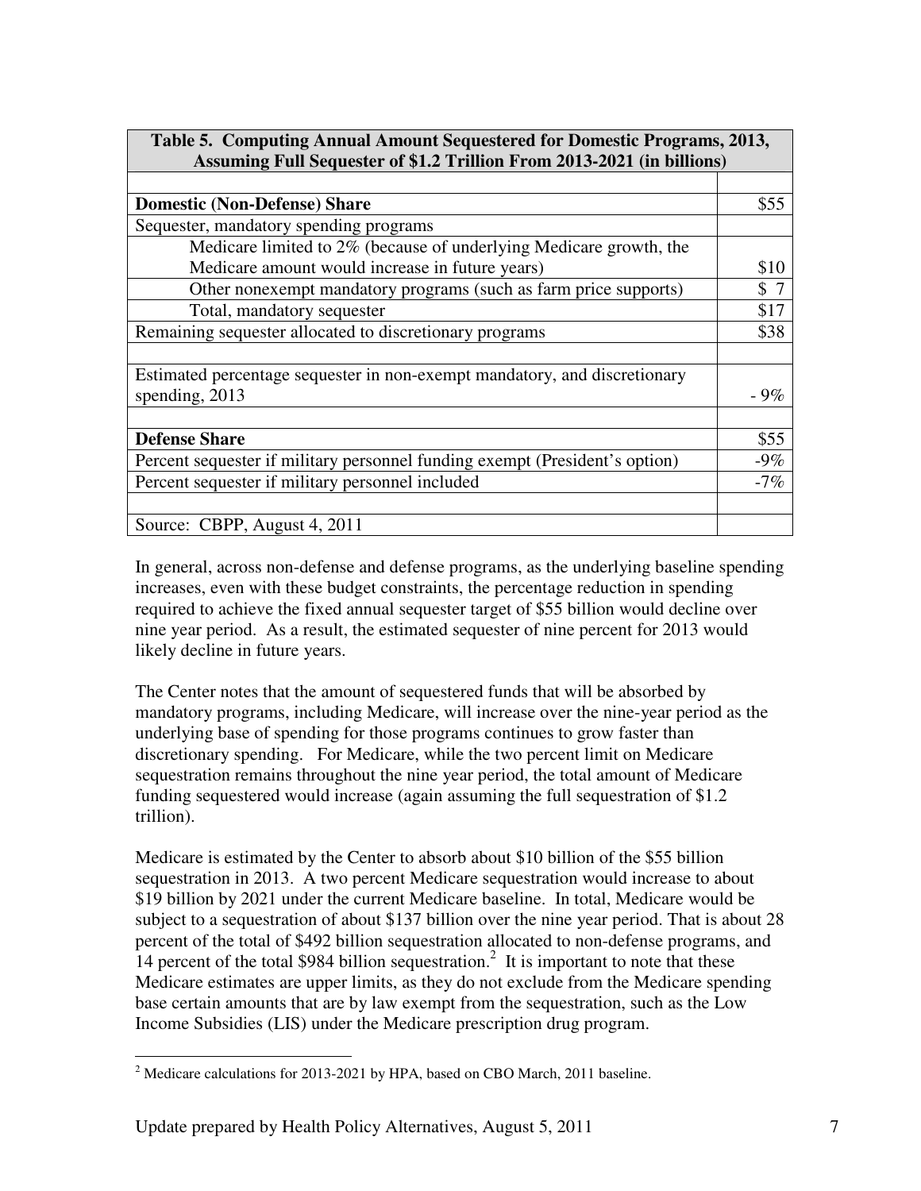| Table 5. Computing Annual Amount Sequestered for Domestic Programs, 2013, Assuming Full Sequester of $1.2 Trillion From 2013-2021 (in billions) | |
|---|---|
| | |
| **Domestic (Non-Defense) Share** | $55 |
| Sequester, mandatory spending programs | |
| Medicare limited to 2% (because of underlying Medicare growth, the Medicare amount would increase in future years) | $10 |
| Other nonexempt mandatory programs (such as farm price supports) | $ 7 |
| Total, mandatory sequester | $17 |
| Remaining sequester allocated to discretionary programs | $38 |
| | |
| Estimated percentage sequester in non-exempt mandatory, and discretionary spending, 2013 | - 9% |
| | |
| **Defense Share** | $55 |
| Percent sequester if military personnel funding exempt (President's option) | -9% |
| Percent sequester if military personnel included | -7% |
| | |
| Source: CBPP, August 4, 2011 | |

In general, across non-defense and defense programs, as the underlying baseline spending increases, even with these budget constraints, the percentage reduction in spending required to achieve the fixed annual sequester target of $55 billion would decline over nine year period. As a result, the estimated sequester of nine percent for 2013 would likely decline in future years.

The Center notes that the amount of sequestered funds that will be absorbed by mandatory programs, including Medicare, will increase over the nine-year period as the underlying base of spending for those programs continues to grow faster than discretionary spending. For Medicare, while the two percent limit on Medicare sequestration remains throughout the nine year period, the total amount of Medicare funding sequestered would increase (again assuming the full sequestration of $1.2 trillion).

Medicare is estimated by the Center to absorb about $10 billion of the $55 billion sequestration in 2013. A two percent Medicare sequestration would increase to about $19 billion by 2021 under the current Medicare baseline. In total, Medicare would be subject to a sequestration of about $137 billion over the nine year period. That is about 28 percent of the total of $492 billion sequestration allocated to non-defense programs, and 14 percent of the total $984 billion sequestration.[2] It is important to note that these Medicare estimates are upper limits, as they do not exclude from the Medicare spending base certain amounts that are by law exempt from the sequestration, such as the Low Income Subsidies (LIS) under the Medicare prescription drug program.

[2] Medicare calculations for 2013-2021 by HPA, based on CBO March, 2011 baseline.